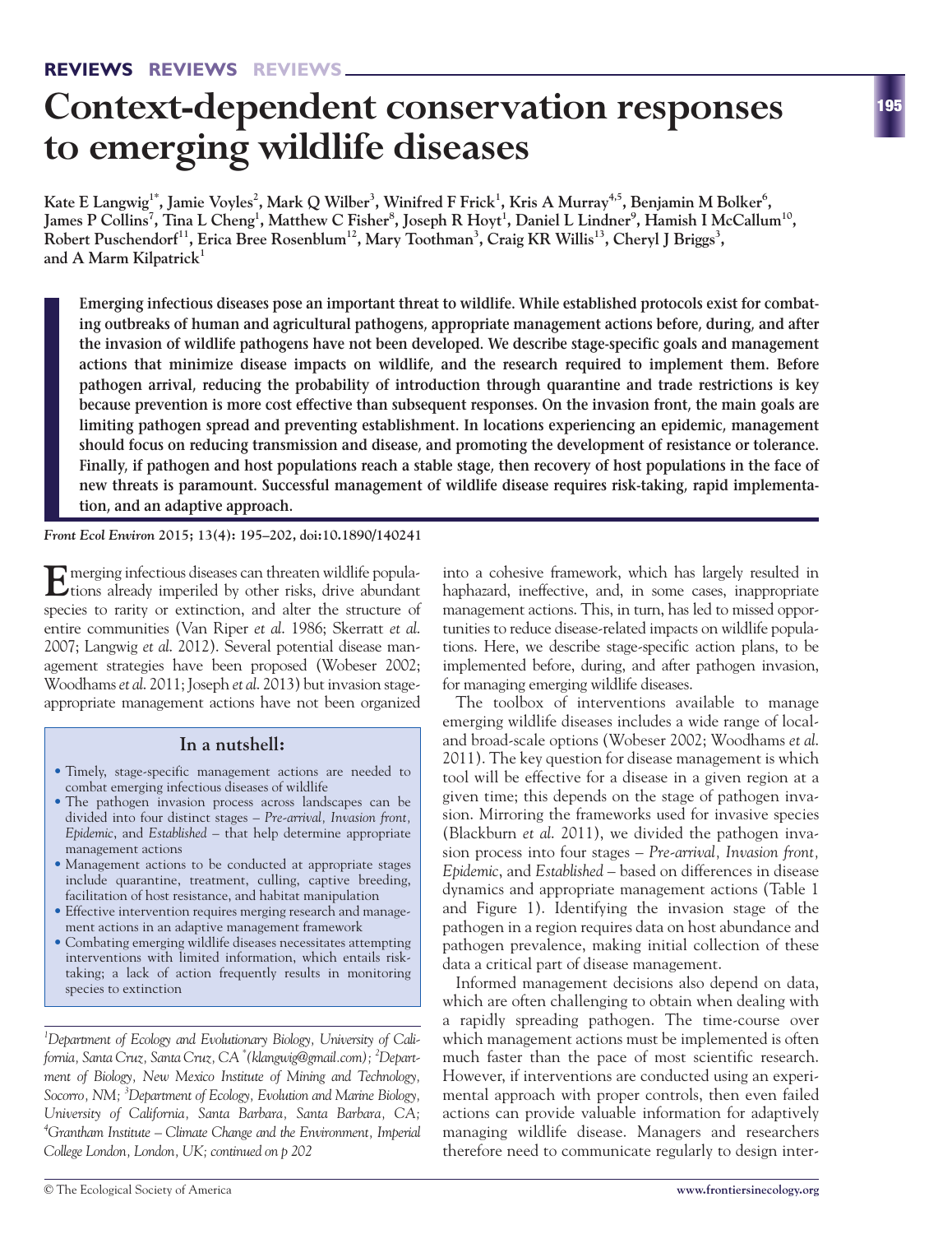# Context-dependent conservation responses to emerging wildlife diseases

**Kate E Langwig[1*], Jamie Voyles[2], Mark Q Wilber[3], Winifred F Frick[1], Kris A Murray[4,5], Benjamin M Bolker[6], James P Collins[7], Tina L Cheng[1], Matthew C Fisher[8], Joseph R Hoyt[1], Daniel L Lindner[9], Hamish I McCallum[10], Robert Puschendorf[11], Erica Bree Rosenblum[12], Mary Toothman[3], Craig KR Willis[13], Cheryl J Briggs[3], and A Marm Kilpatrick[1]**

**Emerging infectious diseases pose an important threat to wildlife. While established protocols exist for combating outbreaks of human and agricultural pathogens, appropriate management actions before, during, and after the invasion of wildlife pathogens have not been developed. We describe stage-specific goals and management actions that minimize disease impacts on wildlife, and the research required to implement them. Before pathogen arrival, reducing the probability of introduction through quarantine and trade restrictions is key because prevention is more cost effective than subsequent responses. On the invasion front, the main goals are limiting pathogen spread and preventing establishment. In locations experiencing an epidemic, management should focus on reducing transmission and disease, and promoting the development of resistance or tolerance. Finally, if pathogen and host populations reach a stable stage, then recovery of host populations in the face of new threats is paramount. Successful management of wildlife disease requires risk-taking, rapid implementation, and an adaptive approach.**

*Front Ecol Environ* **2015; 13(4): 195–202, doi:10.1890/140241**

Emerging infectious diseases can threaten wildlife populations already imperiled by other risks, drive abundant species to rarity or extinction, and alter the structure of entire communities (Van Riper *et al.* 1986; Skerratt *et al.* 2007; Langwig *et al.* 2012). Several potential disease management strategies have been proposed (Wobeser 2002; Woodhams *et al.* 2011; Joseph *et al.* 2013) but invasion stage-appropriate management actions have not been organized into a cohesive framework, which has largely resulted in haphazard, ineffective, and, in some cases, inappropriate management actions. This, in turn, has led to missed opportunities to reduce disease-related impacts on wildlife populations. Here, we describe stage-specific action plans, to be implemented before, during, and after pathogen invasion, for managing emerging wildlife diseases.

The toolbox of interventions available to manage emerging wildlife diseases includes a wide range of local- and broad-scale options (Wobeser 2002; Woodhams *et al.* 2011). The key question for disease management is which tool will be effective for a disease in a given region at a given time; this depends on the stage of pathogen invasion. Mirroring the frameworks used for invasive species (Blackburn *et al.* 2011), we divided the pathogen invasion process into four stages – *Pre-arrival, Invasion front, Epidemic*, and *Established* – based on differences in disease dynamics and appropriate management actions (Table 1 and Figure 1). Identifying the invasion stage of the pathogen in a region requires data on host abundance and pathogen prevalence, making initial collection of these data a critical part of disease management.

Informed management decisions also depend on data, which are often challenging to obtain when dealing with a rapidly spreading pathogen. The time-course over which management actions must be implemented is often much faster than the pace of most scientific research. However, if interventions are conducted using an experimental approach with proper controls, then even failed actions can provide valuable information for adaptively managing wildlife disease. Managers and researchers therefore need to communicate regularly to design inter-

> **In a nutshell:**
>
> - Timely, stage-specific management actions are needed to combat emerging infectious diseases of wildlife
> - The pathogen invasion process across landscapes can be divided into four distinct stages – *Pre-arrival, Invasion front, Epidemic*, and *Established* – that help determine appropriate management actions
> - Management actions to be conducted at appropriate stages include quarantine, treatment, culling, captive breeding, facilitation of host resistance, and habitat manipulation
> - Effective intervention requires merging research and management actions in an adaptive management framework
> - Combating emerging wildlife diseases necessitates attempting interventions with limited information, which entails risk-taking; a lack of action frequently results in monitoring species to extinction

[1]*Department of Ecology and Evolutionary Biology, University of California, Santa Cruz, Santa Cruz, CA* [*]*(klangwig@gmail.com)*; [2]*Department of Biology, New Mexico Institute of Mining and Technology, Socorro, NM;* [3]*Department of Ecology, Evolution and Marine Biology, University of California, Santa Barbara, Santa Barbara, CA;* [4]*Grantham Institute – Climate Change and the Environment, Imperial College London, London, UK; continued on p 202*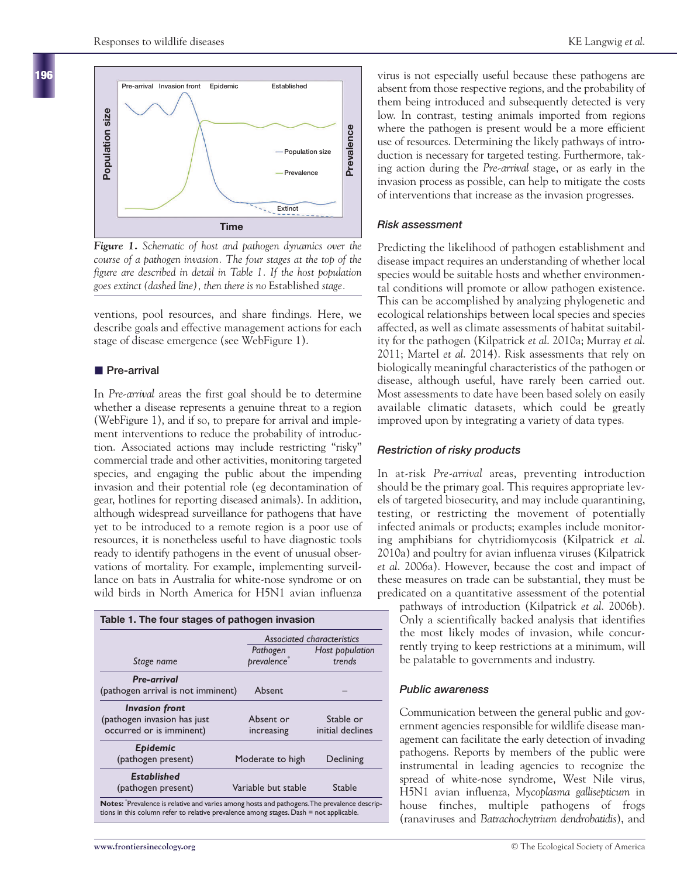Pre-arrival
Invasion front
Epidemic
Established
Population size
Prevalence
Population size
Prevalence
Extinct
Time

*Figure 1. Schematic of host and pathogen dynamics over the course of a pathogen invasion. The four stages at the top of the figure are described in detail in Table 1. If the host population goes extinct (dashed line), then there is no* Established *stage.*

ventions, pool resources, and share findings. Here, we describe goals and effective management actions for each stage of disease emergence (see WebFigure 1).

## ■ Pre-arrival

In *Pre-arrival* areas the first goal should be to determine whether a disease represents a genuine threat to a region (WebFigure 1), and if so, to prepare for arrival and implement interventions to reduce the probability of introduction. Associated actions may include restricting "risky" commercial trade and other activities, monitoring targeted species, and engaging the public about the impending invasion and their potential role (eg decontamination of gear, hotlines for reporting diseased animals). In addition, although widespread surveillance for pathogens that have yet to be introduced to a remote region is a poor use of resources, it is nonetheless useful to have diagnostic tools ready to identify pathogens in the event of unusual observations of mortality. For example, implementing surveillance on bats in Australia for white-nose syndrome or on wild birds in North America for H5N1 avian influenza virus is not especially useful because these pathogens are absent from those respective regions, and the probability of them being introduced and subsequently detected is very low. In contrast, testing animals imported from regions where the pathogen is present would be a more efficient use of resources. Determining the likely pathways of introduction is necessary for targeted testing. Furthermore, taking action during the *Pre-arrival* stage, or as early in the invasion process as possible, can help to mitigate the costs of interventions that increase as the invasion progresses.

**Table 1. The four stages of pathogen invasion**

| | *Associated characteristics* | |
|---|---|---|
| *Stage name* | *Pathogen prevalence*[*] | *Host population trends* |
| ***Pre-arrival*** (pathogen arrival is not imminent) | Absent | – |
| ***Invasion front*** (pathogen invasion has just occurred or is imminent) | Absent or increasing | Stable or initial declines |
| ***Epidemic*** (pathogen present) | Moderate to high | Declining |
| ***Established*** (pathogen present) | Variable but stable | Stable |

**Notes:** [*]Prevalence is relative and varies among hosts and pathogens. The prevalence descriptions in this column refer to relative prevalence among stages. Dash = not applicable.

### *Risk assessment*

Predicting the likelihood of pathogen establishment and disease impact requires an understanding of whether local species would be suitable hosts and whether environmental conditions will promote or allow pathogen existence. This can be accomplished by analyzing phylogenetic and ecological relationships between local species and species affected, as well as climate assessments of habitat suitability for the pathogen (Kilpatrick *et al.* 2010a; Murray *et al.* 2011; Martel *et al.* 2014). Risk assessments that rely on biologically meaningful characteristics of the pathogen or disease, although useful, have rarely been carried out. Most assessments to date have been based solely on easily available climatic datasets, which could be greatly improved upon by integrating a variety of data types.

### *Restriction of risky products*

In at-risk *Pre-arrival* areas, preventing introduction should be the primary goal. This requires appropriate levels of targeted biosecurity, and may include quarantining, testing, or restricting the movement of potentially infected animals or products; examples include monitoring amphibians for chytridiomycosis (Kilpatrick *et al.* 2010a) and poultry for avian influenza viruses (Kilpatrick *et al.* 2006a). However, because the cost and impact of these measures on trade can be substantial, they must be predicated on a quantitative assessment of the potential pathways of introduction (Kilpatrick *et al.* 2006b). Only a scientifically backed analysis that identifies the most likely modes of invasion, while concurrently trying to keep restrictions at a minimum, will be palatable to governments and industry.

### *Public awareness*

Communication between the general public and government agencies responsible for wildlife disease management can facilitate the early detection of invading pathogens. Reports by members of the public were instrumental in leading agencies to recognize the spread of white-nose syndrome, West Nile virus, H5N1 avian influenza, *Mycoplasma gallisepticum* in house finches, multiple pathogens of frogs (ranaviruses and *Batrachochytrium dendrobatidis*), and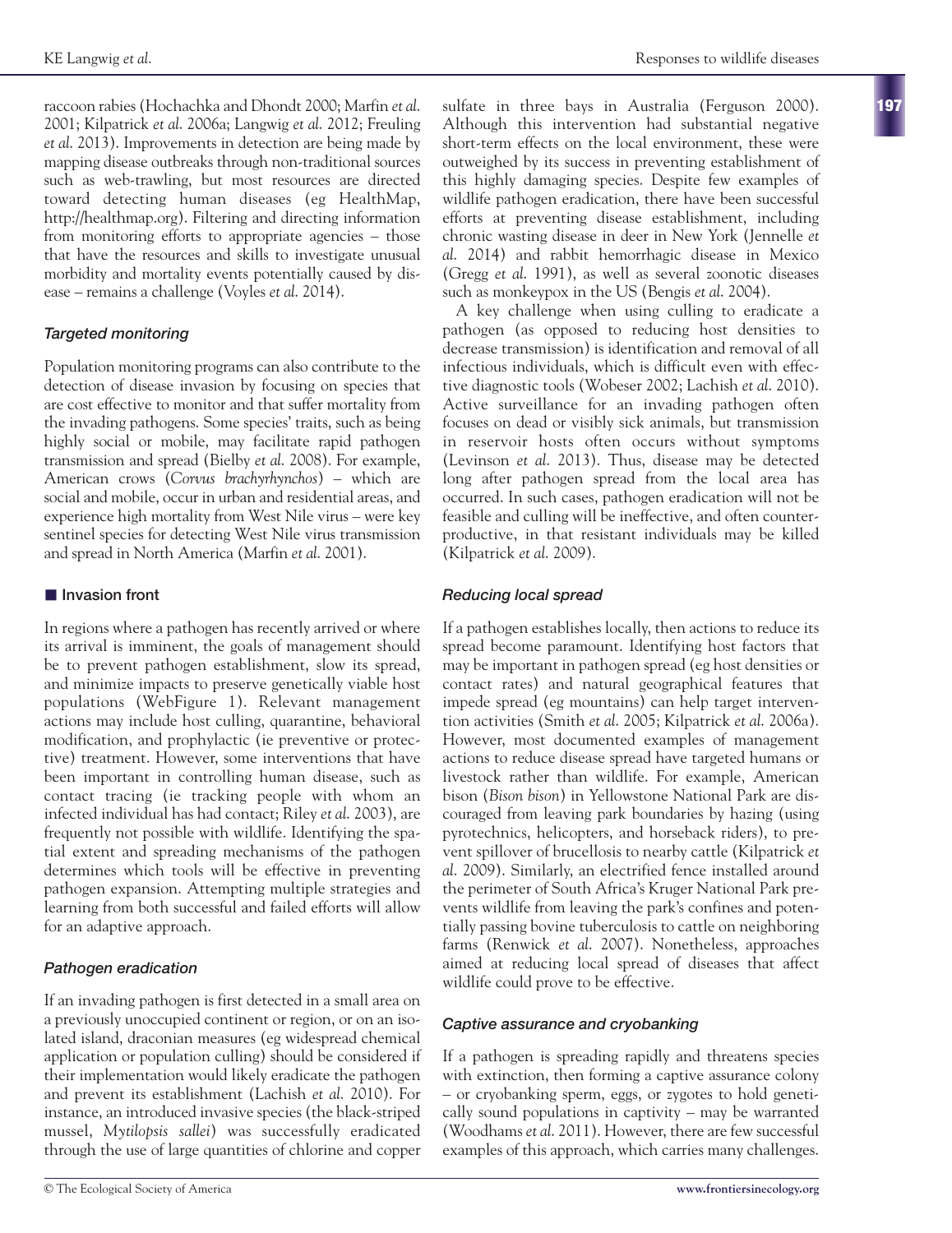raccoon rabies (Hochachka and Dhondt 2000; Marfin *et al.* 2001; Kilpatrick *et al.* 2006a; Langwig *et al.* 2012; Freuling *et al.* 2013). Improvements in detection are being made by mapping disease outbreaks through non-traditional sources such as web-trawling, but most resources are directed toward detecting human diseases (eg HealthMap, http://healthmap.org). Filtering and directing information from monitoring efforts to appropriate agencies – those that have the resources and skills to investigate unusual morbidity and mortality events potentially caused by disease – remains a challenge (Voyles *et al.* 2014).

### *Targeted monitoring*

Population monitoring programs can also contribute to the detection of disease invasion by focusing on species that are cost effective to monitor and that suffer mortality from the invading pathogens. Some species' traits, such as being highly social or mobile, may facilitate rapid pathogen transmission and spread (Bielby *et al.* 2008). For example, American crows (*Corvus brachyrhynchos*) – which are social and mobile, occur in urban and residential areas, and experience high mortality from West Nile virus – were key sentinel species for detecting West Nile virus transmission and spread in North America (Marfin *et al.* 2001).

## Invasion front

In regions where a pathogen has recently arrived or where its arrival is imminent, the goals of management should be to prevent pathogen establishment, slow its spread, and minimize impacts to preserve genetically viable host populations (WebFigure 1). Relevant management actions may include host culling, quarantine, behavioral modification, and prophylactic (ie preventive or protective) treatment. However, some interventions that have been important in controlling human disease, such as contact tracing (ie tracking people with whom an infected individual has had contact; Riley *et al.* 2003), are frequently not possible with wildlife. Identifying the spatial extent and spreading mechanisms of the pathogen determines which tools will be effective in preventing pathogen expansion. Attempting multiple strategies and learning from both successful and failed efforts will allow for an adaptive approach.

### *Pathogen eradication*

If an invading pathogen is first detected in a small area on a previously unoccupied continent or region, or on an isolated island, draconian measures (eg widespread chemical application or population culling) should be considered if their implementation would likely eradicate the pathogen and prevent its establishment (Lachish *et al.* 2010). For instance, an introduced invasive species (the black-striped mussel, *Mytilopsis sallei*) was successfully eradicated through the use of large quantities of chlorine and copper sulfate in three bays in Australia (Ferguson 2000). Although this intervention had substantial negative short-term effects on the local environment, these were outweighed by its success in preventing establishment of this highly damaging species. Despite few examples of wildlife pathogen eradication, there have been successful efforts at preventing disease establishment, including chronic wasting disease in deer in New York (Jennelle *et al.* 2014) and rabbit hemorrhagic disease in Mexico (Gregg *et al.* 1991), as well as several zoonotic diseases such as monkeypox in the US (Bengis *et al.* 2004).

A key challenge when using culling to eradicate a pathogen (as opposed to reducing host densities to decrease transmission) is identification and removal of all infectious individuals, which is difficult even with effective diagnostic tools (Wobeser 2002; Lachish *et al.* 2010). Active surveillance for an invading pathogen often focuses on dead or visibly sick animals, but transmission in reservoir hosts often occurs without symptoms (Levinson *et al.* 2013). Thus, disease may be detected long after pathogen spread from the local area has occurred. In such cases, pathogen eradication will not be feasible and culling will be ineffective, and often counterproductive, in that resistant individuals may be killed (Kilpatrick *et al.* 2009).

### *Reducing local spread*

If a pathogen establishes locally, then actions to reduce its spread become paramount. Identifying host factors that may be important in pathogen spread (eg host densities or contact rates) and natural geographical features that impede spread (eg mountains) can help target intervention activities (Smith *et al.* 2005; Kilpatrick *et al.* 2006a). However, most documented examples of management actions to reduce disease spread have targeted humans or livestock rather than wildlife. For example, American bison (*Bison bison*) in Yellowstone National Park are discouraged from leaving park boundaries by hazing (using pyrotechnics, helicopters, and horseback riders), to prevent spillover of brucellosis to nearby cattle (Kilpatrick *et al.* 2009). Similarly, an electrified fence installed around the perimeter of South Africa's Kruger National Park prevents wildlife from leaving the park's confines and potentially passing bovine tuberculosis to cattle on neighboring farms (Renwick *et al.* 2007). Nonetheless, approaches aimed at reducing local spread of diseases that affect wildlife could prove to be effective.

### *Captive assurance and cryobanking*

If a pathogen is spreading rapidly and threatens species with extinction, then forming a captive assurance colony – or cryobanking sperm, eggs, or zygotes to hold genetically sound populations in captivity – may be warranted (Woodhams *et al.* 2011). However, there are few successful examples of this approach, which carries many challenges.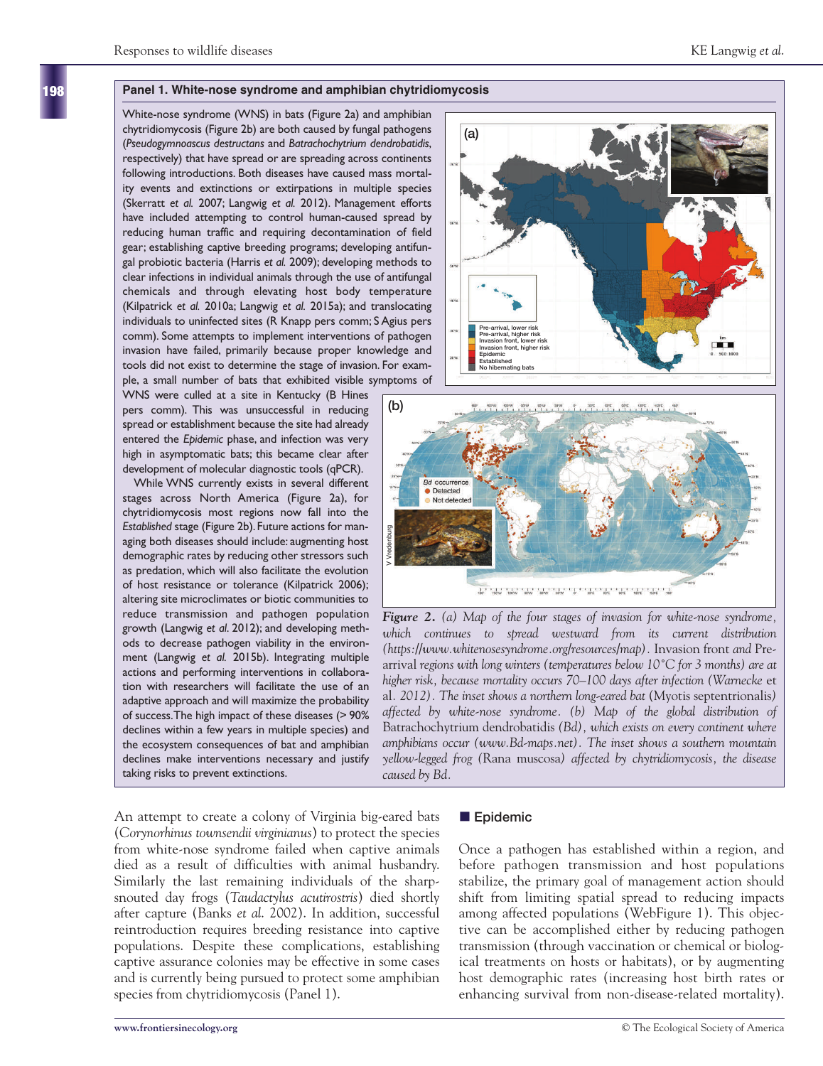## Panel 1. White-nose syndrome and amphibian chytridiomycosis

White-nose syndrome (WNS) in bats (Figure 2a) and amphibian chytridiomycosis (Figure 2b) are both caused by fungal pathogens (*Pseudogymnoascus destructans* and *Batrachochytrium dendrobatidis*, respectively) that have spread or are spreading across continents following introductions. Both diseases have caused mass mortality events and extinctions or extirpations in multiple species (Skerratt *et al.* 2007; Langwig *et al.* 2012). Management efforts have included attempting to control human-caused spread by reducing human traffic and requiring decontamination of field gear; establishing captive breeding programs; developing antifungal probiotic bacteria (Harris *et al.* 2009); developing methods to clear infections in individual animals through the use of antifungal chemicals and through elevating host body temperature (Kilpatrick *et al.* 2010a; Langwig *et al.* 2015a); and translocating individuals to uninfected sites (R Knapp pers comm; S Agius pers comm). Some attempts to implement interventions of pathogen invasion have failed, primarily because proper knowledge and tools did not exist to determine the stage of invasion. For example, a small number of bats that exhibited visible symptoms of WNS were culled at a site in Kentucky (B Hines pers comm). This was unsuccessful in reducing spread or establishment because the site had already entered the *Epidemic* phase, and infection was very high in asymptomatic bats; this became clear after development of molecular diagnostic tools (qPCR).

While WNS currently exists in several different stages across North America (Figure 2a), for chytridiomycosis most regions now fall into the *Established* stage (Figure 2b). Future actions for managing both diseases should include: augmenting host demographic rates by reducing other stressors such as predation, which will also facilitate the evolution of host resistance or tolerance (Kilpatrick 2006); altering site microclimates or biotic communities to reduce transmission and pathogen population growth (Langwig *et al.* 2012); and developing methods to decrease pathogen viability in the environment (Langwig *et al.* 2015b). Integrating multiple actions and performing interventions in collaboration with researchers will facilitate the use of an adaptive approach and will maximize the probability of success. The high impact of these diseases (> 90% declines within a few years in multiple species) and the ecosystem consequences of bat and amphibian declines make interventions necessary and justify taking risks to prevent extinctions.

***Figure 2.*** *(a) Map of the four stages of invasion for white-nose syndrome, which continues to spread westward from its current distribution (https://www.whitenosesyndrome.org/resources/map).* Invasion front *and* Pre-arrival *regions with long winters (temperatures below 10°C for 3 months) are at higher risk, because mortality occurs 70–100 days after infection (Warnecke* et al. *2012). The inset shows a northern long-eared bat* (Myotis septentrionalis) *affected by white-nose syndrome. (b) Map of the global distribution of* Batrachochytrium dendrobatidis *(Bd), which exists on every continent where amphibians occur (www.Bd-maps.net). The inset shows a southern mountain yellow-legged frog* (Rana muscosa) *affected by chytridiomycosis, the disease caused by Bd.*

An attempt to create a colony of Virginia big-eared bats (*Corynorhinus townsendii virginianus*) to protect the species from white-nose syndrome failed when captive animals died as a result of difficulties with animal husbandry. Similarly the last remaining individuals of the sharp-snouted day frogs (*Taudactylus acutirostris*) died shortly after capture (Banks *et al.* 2002). In addition, successful reintroduction requires breeding resistance into captive populations. Despite these complications, establishing captive assurance colonies may be effective in some cases and is currently being pursued to protect some amphibian species from chytridiomycosis (Panel 1).

### Epidemic

Once a pathogen has established within a region, and before pathogen transmission and host populations stabilize, the primary goal of management action should shift from limiting spatial spread to reducing impacts among affected populations (WebFigure 1). This objective can be accomplished either by reducing pathogen transmission (through vaccination or chemical or biological treatments on hosts or habitats), or by augmenting host demographic rates (increasing host birth rates or enhancing survival from non-disease-related mortality).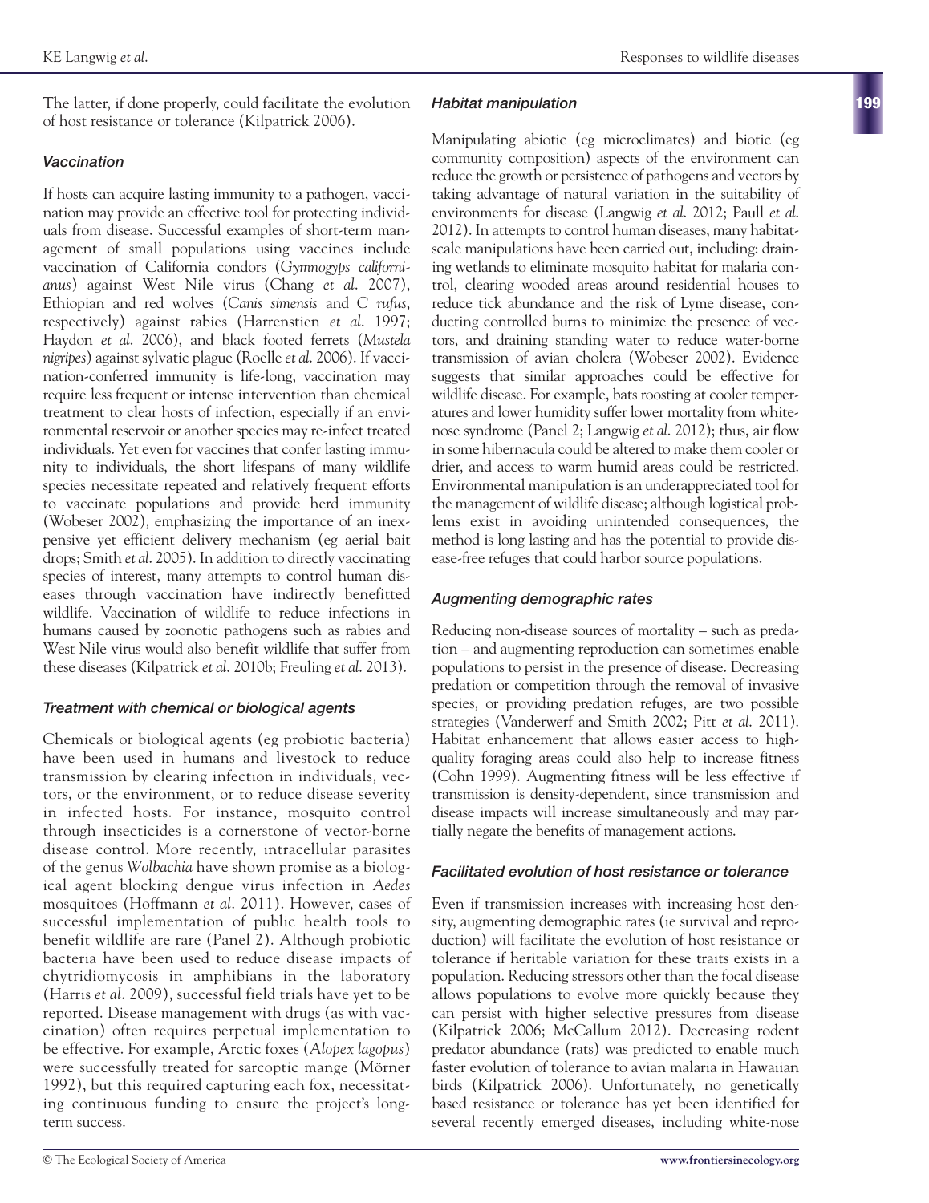The latter, if done properly, could facilitate the evolution of host resistance or tolerance (Kilpatrick 2006).

### *Vaccination*

If hosts can acquire lasting immunity to a pathogen, vaccination may provide an effective tool for protecting individuals from disease. Successful examples of short-term management of small populations using vaccines include vaccination of California condors (*Gymnogyps californianus*) against West Nile virus (Chang *et al.* 2007), Ethiopian and red wolves (*Canis simensis* and *C rufus*, respectively) against rabies (Harrenstien *et al.* 1997; Haydon *et al.* 2006), and black footed ferrets (*Mustela nigripes*) against sylvatic plague (Roelle *et al.* 2006). If vaccination-conferred immunity is life-long, vaccination may require less frequent or intense intervention than chemical treatment to clear hosts of infection, especially if an environmental reservoir or another species may re-infect treated individuals. Yet even for vaccines that confer lasting immunity to individuals, the short lifespans of many wildlife species necessitate repeated and relatively frequent efforts to vaccinate populations and provide herd immunity (Wobeser 2002), emphasizing the importance of an inexpensive yet efficient delivery mechanism (eg aerial bait drops; Smith *et al.* 2005). In addition to directly vaccinating species of interest, many attempts to control human diseases through vaccination have indirectly benefitted wildlife. Vaccination of wildlife to reduce infections in humans caused by zoonotic pathogens such as rabies and West Nile virus would also benefit wildlife that suffer from these diseases (Kilpatrick *et al.* 2010b; Freuling *et al.* 2013).

### *Treatment with chemical or biological agents*

Chemicals or biological agents (eg probiotic bacteria) have been used in humans and livestock to reduce transmission by clearing infection in individuals, vectors, or the environment, or to reduce disease severity in infected hosts. For instance, mosquito control through insecticides is a cornerstone of vector-borne disease control. More recently, intracellular parasites of the genus *Wolbachia* have shown promise as a biological agent blocking dengue virus infection in *Aedes* mosquitoes (Hoffmann *et al.* 2011). However, cases of successful implementation of public health tools to benefit wildlife are rare (Panel 2). Although probiotic bacteria have been used to reduce disease impacts of chytridiomycosis in amphibians in the laboratory (Harris *et al.* 2009), successful field trials have yet to be reported. Disease management with drugs (as with vaccination) often requires perpetual implementation to be effective. For example, Arctic foxes (*Alopex lagopus*) were successfully treated for sarcoptic mange (Mörner 1992), but this required capturing each fox, necessitating continuous funding to ensure the project's long-term success.

### *Habitat manipulation*

Manipulating abiotic (eg microclimates) and biotic (eg community composition) aspects of the environment can reduce the growth or persistence of pathogens and vectors by taking advantage of natural variation in the suitability of environments for disease (Langwig *et al.* 2012; Paull *et al.* 2012). In attempts to control human diseases, many habitat-scale manipulations have been carried out, including: draining wetlands to eliminate mosquito habitat for malaria control, clearing wooded areas around residential houses to reduce tick abundance and the risk of Lyme disease, conducting controlled burns to minimize the presence of vectors, and draining standing water to reduce water-borne transmission of avian cholera (Wobeser 2002). Evidence suggests that similar approaches could be effective for wildlife disease. For example, bats roosting at cooler temperatures and lower humidity suffer lower mortality from white-nose syndrome (Panel 2; Langwig *et al.* 2012); thus, air flow in some hibernacula could be altered to make them cooler or drier, and access to warm humid areas could be restricted. Environmental manipulation is an underappreciated tool for the management of wildlife disease; although logistical problems exist in avoiding unintended consequences, the method is long lasting and has the potential to provide disease-free refuges that could harbor source populations.

### *Augmenting demographic rates*

Reducing non-disease sources of mortality – such as predation – and augmenting reproduction can sometimes enable populations to persist in the presence of disease. Decreasing predation or competition through the removal of invasive species, or providing predation refuges, are two possible strategies (Vanderwerf and Smith 2002; Pitt *et al.* 2011). Habitat enhancement that allows easier access to high-quality foraging areas could also help to increase fitness (Cohn 1999). Augmenting fitness will be less effective if transmission is density-dependent, since transmission and disease impacts will increase simultaneously and may partially negate the benefits of management actions.

### *Facilitated evolution of host resistance or tolerance*

Even if transmission increases with increasing host density, augmenting demographic rates (ie survival and reproduction) will facilitate the evolution of host resistance or tolerance if heritable variation for these traits exists in a population. Reducing stressors other than the focal disease allows populations to evolve more quickly because they can persist with higher selective pressures from disease (Kilpatrick 2006; McCallum 2012). Decreasing rodent predator abundance (rats) was predicted to enable much faster evolution of tolerance to avian malaria in Hawaiian birds (Kilpatrick 2006). Unfortunately, no genetically based resistance or tolerance has yet been identified for several recently emerged diseases, including white-nose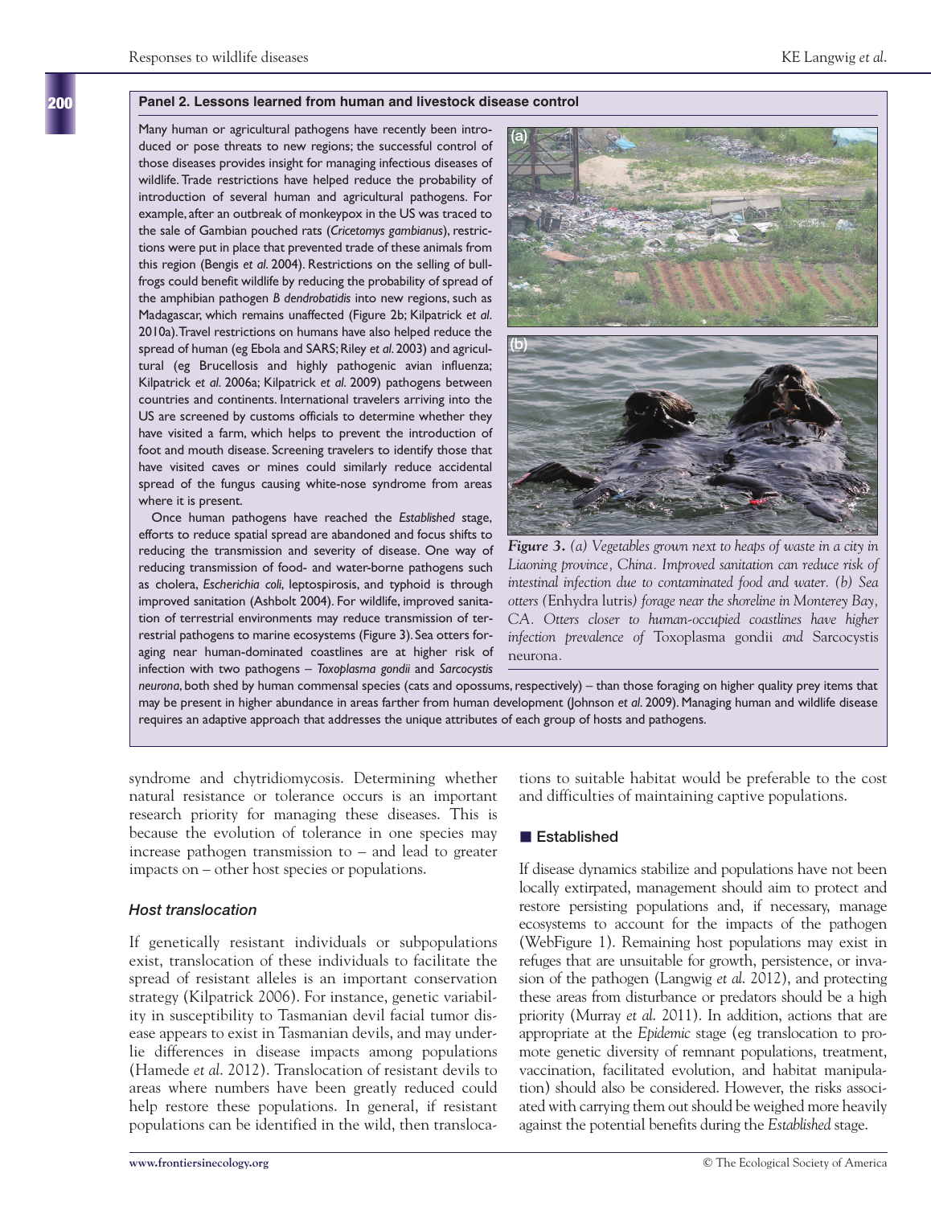## Panel 2. Lessons learned from human and livestock disease control

Many human or agricultural pathogens have recently been introduced or pose threats to new regions; the successful control of those diseases provides insight for managing infectious diseases of wildlife. Trade restrictions have helped reduce the probability of introduction of several human and agricultural pathogens. For example, after an outbreak of monkeypox in the US was traced to the sale of Gambian pouched rats (*Cricetomys gambianus*), restrictions were put in place that prevented trade of these animals from this region (Bengis *et al.* 2004). Restrictions on the selling of bullfrogs could benefit wildlife by reducing the probability of spread of the amphibian pathogen *B dendrobatidis* into new regions, such as Madagascar, which remains unaffected (Figure 2b; Kilpatrick *et al.* 2010a). Travel restrictions on humans have also helped reduce the spread of human (eg Ebola and SARS; Riley *et al.* 2003) and agricultural (eg Brucellosis and highly pathogenic avian influenza; Kilpatrick *et al.* 2006a; Kilpatrick *et al.* 2009) pathogens between countries and continents. International travelers arriving into the US are screened by customs officials to determine whether they have visited a farm, which helps to prevent the introduction of foot and mouth disease. Screening travelers to identify those that have visited caves or mines could similarly reduce accidental spread of the fungus causing white-nose syndrome from areas where it is present.

Once human pathogens have reached the *Established* stage, efforts to reduce spatial spread are abandoned and focus shifts to reducing the transmission and severity of disease. One way of reducing transmission of food- and water-borne pathogens such as cholera, *Escherichia coli*, leptospirosis, and typhoid is through improved sanitation (Ashbolt 2004). For wildlife, improved sanitation of terrestrial environments may reduce transmission of terrestrial pathogens to marine ecosystems (Figure 3). Sea otters foraging near human-dominated coastlines are at higher risk of infection with two pathogens – *Toxoplasma gondii* and *Sarcocystis neurona*, both shed by human commensal species (cats and opossums, respectively) – than those foraging on higher quality prey items that may be present in higher abundance in areas farther from human development (Johnson *et al.* 2009). Managing human and wildlife disease requires an adaptive approach that addresses the unique attributes of each group of hosts and pathogens.

***Figure 3.** (a) Vegetables grown next to heaps of waste in a city in Liaoning province, China. Improved sanitation can reduce risk of intestinal infection due to contaminated food and water. (b) Sea otters (*Enhydra lutris*) forage near the shoreline in Monterey Bay, CA. Otters closer to human-occupied coastlines have higher infection prevalence of *Toxoplasma gondii *and *Sarcocystis neurona*.*

syndrome and chytridiomycosis. Determining whether natural resistance or tolerance occurs is an important research priority for managing these diseases. This is because the evolution of tolerance in one species may increase pathogen transmission to – and lead to greater impacts on – other host species or populations.

### *Host translocation*

If genetically resistant individuals or subpopulations exist, translocation of these individuals to facilitate the spread of resistant alleles is an important conservation strategy (Kilpatrick 2006). For instance, genetic variability in susceptibility to Tasmanian devil facial tumor disease appears to exist in Tasmanian devils, and may underlie differences in disease impacts among populations (Hamede *et al.* 2012). Translocation of resistant devils to areas where numbers have been greatly reduced could help restore these populations. In general, if resistant populations can be identified in the wild, then translocations to suitable habitat would be preferable to the cost and difficulties of maintaining captive populations.

## Established

If disease dynamics stabilize and populations have not been locally extirpated, management should aim to protect and restore persisting populations and, if necessary, manage ecosystems to account for the impacts of the pathogen (WebFigure 1). Remaining host populations may exist in refuges that are unsuitable for growth, persistence, or invasion of the pathogen (Langwig *et al.* 2012), and protecting these areas from disturbance or predators should be a high priority (Murray *et al.* 2011). In addition, actions that are appropriate at the *Epidemic* stage (eg translocation to promote genetic diversity of remnant populations, treatment, vaccination, facilitated evolution, and habitat manipulation) should also be considered. However, the risks associated with carrying them out should be weighed more heavily against the potential benefits during the *Established* stage.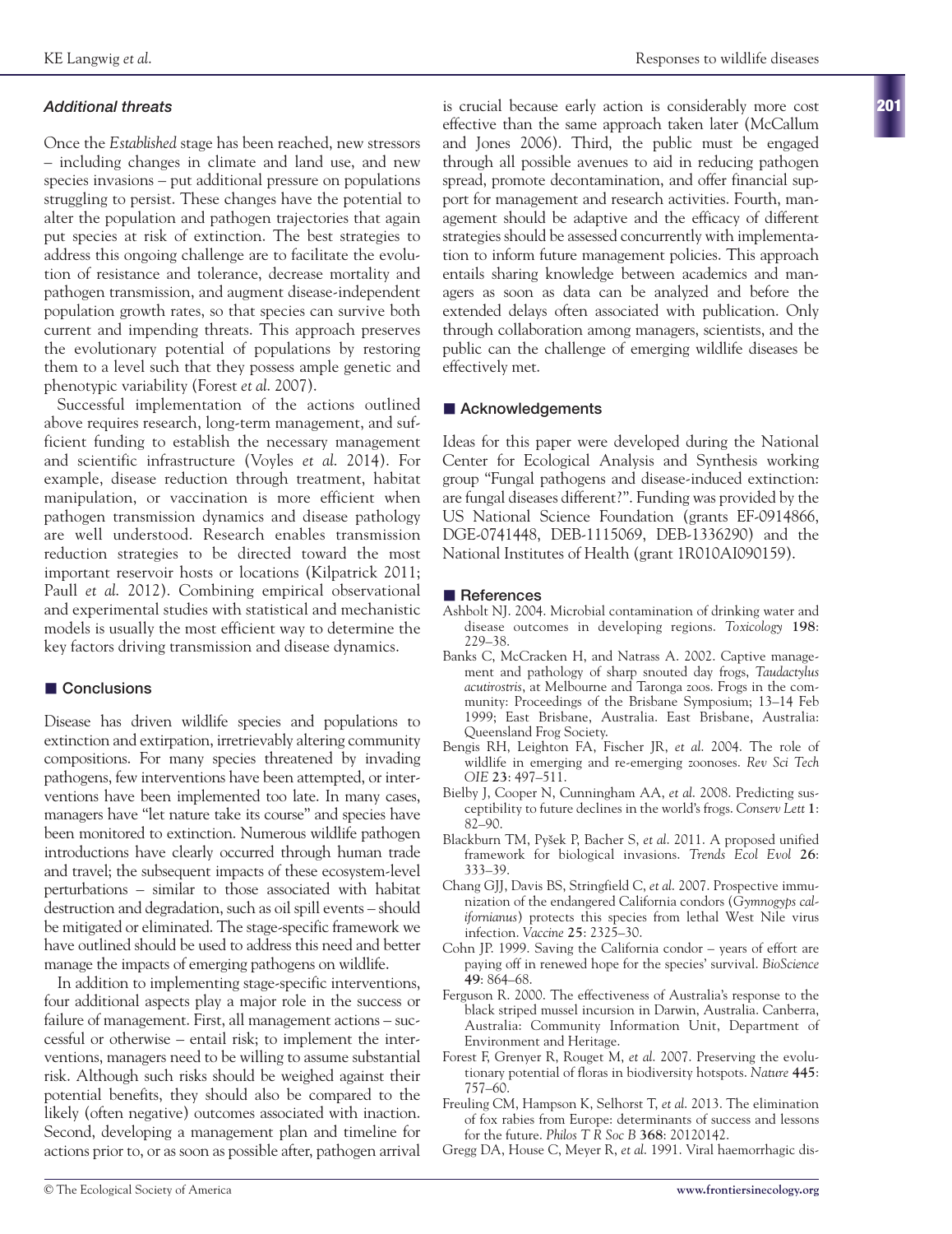### *Additional threats*

Once the *Established* stage has been reached, new stressors – including changes in climate and land use, and new species invasions – put additional pressure on populations struggling to persist. These changes have the potential to alter the population and pathogen trajectories that again put species at risk of extinction. The best strategies to address this ongoing challenge are to facilitate the evolution of resistance and tolerance, decrease mortality and pathogen transmission, and augment disease-independent population growth rates, so that species can survive both current and impending threats. This approach preserves the evolutionary potential of populations by restoring them to a level such that they possess ample genetic and phenotypic variability (Forest *et al.* 2007).

Successful implementation of the actions outlined above requires research, long-term management, and sufficient funding to establish the necessary management and scientific infrastructure (Voyles *et al.* 2014). For example, disease reduction through treatment, habitat manipulation, or vaccination is more efficient when pathogen transmission dynamics and disease pathology are well understood. Research enables transmission reduction strategies to be directed toward the most important reservoir hosts or locations (Kilpatrick 2011; Paull *et al.* 2012). Combining empirical observational and experimental studies with statistical and mechanistic models is usually the most efficient way to determine the key factors driving transmission and disease dynamics.

## ■ Conclusions

Disease has driven wildlife species and populations to extinction and extirpation, irretrievably altering community compositions. For many species threatened by invading pathogens, few interventions have been attempted, or interventions have been implemented too late. In many cases, managers have "let nature take its course" and species have been monitored to extinction. Numerous wildlife pathogen introductions have clearly occurred through human trade and travel; the subsequent impacts of these ecosystem-level perturbations – similar to those associated with habitat destruction and degradation, such as oil spill events – should be mitigated or eliminated. The stage-specific framework we have outlined should be used to address this need and better manage the impacts of emerging pathogens on wildlife.

In addition to implementing stage-specific interventions, four additional aspects play a major role in the success or failure of management. First, all management actions – successful or otherwise – entail risk; to implement the interventions, managers need to be willing to assume substantial risk. Although such risks should be weighed against their potential benefits, they should also be compared to the likely (often negative) outcomes associated with inaction. Second, developing a management plan and timeline for actions prior to, or as soon as possible after, pathogen arrival is crucial because early action is considerably more cost effective than the same approach taken later (McCallum and Jones 2006). Third, the public must be engaged through all possible avenues to aid in reducing pathogen spread, promote decontamination, and offer financial support for management and research activities. Fourth, management should be adaptive and the efficacy of different strategies should be assessed concurrently with implementation to inform future management policies. This approach entails sharing knowledge between academics and managers as soon as data can be analyzed and before the extended delays often associated with publication. Only through collaboration among managers, scientists, and the public can the challenge of emerging wildlife diseases be effectively met.

## ■ Acknowledgements

Ideas for this paper were developed during the National Center for Ecological Analysis and Synthesis working group "Fungal pathogens and disease-induced extinction: are fungal diseases different?". Funding was provided by the US National Science Foundation (grants EF-0914866, DGE-0741448, DEB-1115069, DEB-1336290) and the National Institutes of Health (grant 1R010AI090159).

## ■ References

Ashbolt NJ. 2004. Microbial contamination of drinking water and disease outcomes in developing regions. *Toxicology* **198**: 229–38.

Banks C, McCracken H, and Natrass A. 2002. Captive management and pathology of sharp snouted day frogs, *Taudactylus acutirostris*, at Melbourne and Taronga zoos. Frogs in the community: Proceedings of the Brisbane Symposium; 13–14 Feb 1999; East Brisbane, Australia. East Brisbane, Australia: Queensland Frog Society.

Bengis RH, Leighton FA, Fischer JR, *et al.* 2004. The role of wildlife in emerging and re-emerging zoonoses. *Rev Sci Tech OIE* **23**: 497–511.

Bielby J, Cooper N, Cunningham AA, *et al.* 2008. Predicting susceptibility to future declines in the world's frogs. *Conserv Lett* **1**: 82–90.

Blackburn TM, Pyšek P, Bacher S, *et al.* 2011. A proposed unified framework for biological invasions. *Trends Ecol Evol* **26**: 333–39.

Chang GJJ, Davis BS, Stringfield C, *et al.* 2007. Prospective immunization of the endangered California condors (*Gymnogyps californianus*) protects this species from lethal West Nile virus infection. *Vaccine* **25**: 2325–30.

Cohn JP. 1999. Saving the California condor – years of effort are paying off in renewed hope for the species' survival. *BioScience* **49**: 864–68.

Ferguson R. 2000. The effectiveness of Australia's response to the black striped mussel incursion in Darwin, Australia. Canberra, Australia: Community Information Unit, Department of Environment and Heritage.

Forest F, Grenyer R, Rouget M, *et al.* 2007. Preserving the evolutionary potential of floras in biodiversity hotspots. *Nature* **445**: 757–60.

Freuling CM, Hampson K, Selhorst T, *et al.* 2013. The elimination of fox rabies from Europe: determinants of success and lessons for the future. *Philos T R Soc B* **368**: 20120142.

Gregg DA, House C, Meyer R, *et al.* 1991. Viral haemorrhagic dis-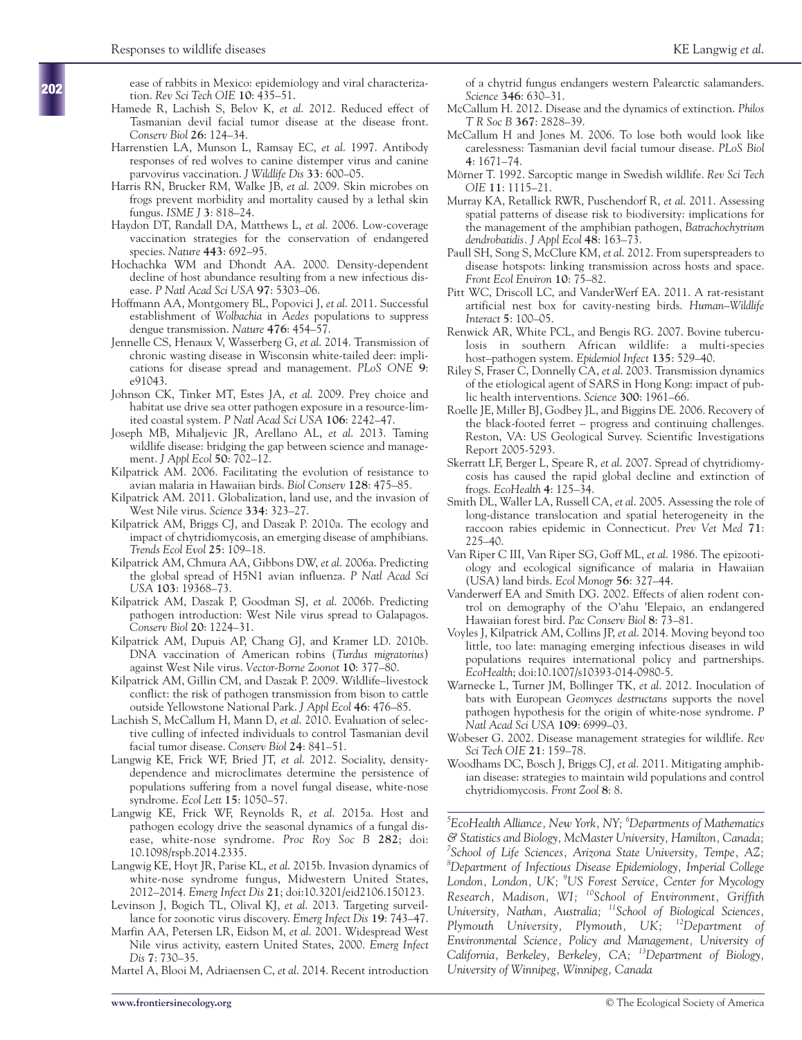ease of rabbits in Mexico: epidemiology and viral characterization. *Rev Sci Tech OIE* **10**: 435–51.

Hamede R, Lachish S, Belov K, *et al.* 2012. Reduced effect of Tasmanian devil facial tumor disease at the disease front. *Conserv Biol* **26**: 124–34.

Harrenstien LA, Munson L, Ramsay EC, *et al.* 1997. Antibody responses of red wolves to canine distemper virus and canine parvovirus vaccination. *J Wildlife Dis* **33**: 600–05.

Harris RN, Brucker RM, Walke JB, *et al.* 2009. Skin microbes on frogs prevent morbidity and mortality caused by a lethal skin fungus. *ISME J* **3**: 818–24.

Haydon DT, Randall DA, Matthews L, *et al.* 2006. Low-coverage vaccination strategies for the conservation of endangered species. *Nature* **443**: 692–95.

Hochachka WM and Dhondt AA. 2000. Density-dependent decline of host abundance resulting from a new infectious disease. *P Natl Acad Sci USA* **97**: 5303–06.

Hoffmann AA, Montgomery BL, Popovici J, *et al.* 2011. Successful establishment of *Wolbachia* in *Aedes* populations to suppress dengue transmission. *Nature* **476**: 454–57.

Jennelle CS, Henaux V, Wasserberg G, *et al.* 2014. Transmission of chronic wasting disease in Wisconsin white-tailed deer: implications for disease spread and management. *PLoS ONE* **9**: e91043.

Johnson CK, Tinker MT, Estes JA, *et al.* 2009. Prey choice and habitat use drive sea otter pathogen exposure in a resource-limited coastal system. *P Natl Acad Sci USA* **106**: 2242–47.

Joseph MB, Mihaljevic JR, Arellano AL, *et al.* 2013. Taming wildlife disease: bridging the gap between science and management. *J Appl Ecol* **50**: 702–12.

Kilpatrick AM. 2006. Facilitating the evolution of resistance to avian malaria in Hawaiian birds. *Biol Conserv* **128**: 475–85.

Kilpatrick AM. 2011. Globalization, land use, and the invasion of West Nile virus. *Science* **334**: 323–27.

Kilpatrick AM, Briggs CJ, and Daszak P. 2010a. The ecology and impact of chytridiomycosis, an emerging disease of amphibians. *Trends Ecol Evol* **25**: 109–18.

Kilpatrick AM, Chmura AA, Gibbons DW, *et al.* 2006a. Predicting the global spread of H5N1 avian influenza. *P Natl Acad Sci USA* **103**: 19368–73.

Kilpatrick AM, Daszak P, Goodman SJ, *et al.* 2006b. Predicting pathogen introduction: West Nile virus spread to Galapagos. *Conserv Biol* **20**: 1224–31.

Kilpatrick AM, Dupuis AP, Chang GJ, and Kramer LD. 2010b. DNA vaccination of American robins (*Turdus migratorius*) against West Nile virus. *Vector-Borne Zoonot* **10**: 377–80.

Kilpatrick AM, Gillin CM, and Daszak P. 2009. Wildlife–livestock conflict: the risk of pathogen transmission from bison to cattle outside Yellowstone National Park. *J Appl Ecol* **46**: 476–85.

Lachish S, McCallum H, Mann D, *et al.* 2010. Evaluation of selective culling of infected individuals to control Tasmanian devil facial tumor disease. *Conserv Biol* **24**: 841–51.

Langwig KE, Frick WF, Bried JT, *et al.* 2012. Sociality, density-dependence and microclimates determine the persistence of populations suffering from a novel fungal disease, white-nose syndrome. *Ecol Lett* **15**: 1050–57.

Langwig KE, Frick WF, Reynolds R, *et al.* 2015a. Host and pathogen ecology drive the seasonal dynamics of a fungal disease, white-nose syndrome. *Proc Roy Soc B* **282**; doi: 10.1098/rspb.2014.2335.

Langwig KE, Hoyt JR, Parise KL, *et al.* 2015b. Invasion dynamics of white-nose syndrome fungus, Midwestern United States, 2012–2014. *Emerg Infect Dis* **21**; doi:10.3201/eid2106.150123.

Levinson J, Bogich TL, Olival KJ, *et al.* 2013. Targeting surveillance for zoonotic virus discovery. *Emerg Infect Dis* **19**: 743–47.

Marfin AA, Petersen LR, Eidson M, *et al.* 2001. Widespread West Nile virus activity, eastern United States, 2000. *Emerg Infect Dis* **7**: 730–35.

Martel A, Blooi M, Adriaensen C, *et al.* 2014. Recent introduction of a chytrid fungus endangers western Palearctic salamanders. *Science* **346**: 630–31.

McCallum H. 2012. Disease and the dynamics of extinction. *Philos T R Soc B* **367**: 2828–39.

McCallum H and Jones M. 2006. To lose both would look like carelessness: Tasmanian devil facial tumour disease. *PLoS Biol* **4**: 1671–74.

Mörner T. 1992. Sarcoptic mange in Swedish wildlife. *Rev Sci Tech OIE* **11**: 1115–21.

Murray KA, Retallick RWR, Puschendorf R, *et al.* 2011. Assessing spatial patterns of disease risk to biodiversity: implications for the management of the amphibian pathogen, *Batrachochytrium dendrobatidis*. *J Appl Ecol* **48**: 163–73.

Paull SH, Song S, McClure KM, *et al.* 2012. From superspreaders to disease hotspots: linking transmission across hosts and space. *Front Ecol Environ* **10**: 75–82.

Pitt WC, Driscoll LC, and VanderWerf EA. 2011. A rat-resistant artificial nest box for cavity-nesting birds. *Human–Wildlife Interact* **5**: 100–05.

Renwick AR, White PCL, and Bengis RG. 2007. Bovine tuberculosis in southern African wildlife: a multi-species host–pathogen system. *Epidemiol Infect* **135**: 529–40.

Riley S, Fraser C, Donnelly CA, *et al.* 2003. Transmission dynamics of the etiological agent of SARS in Hong Kong: impact of public health interventions. *Science* **300**: 1961–66.

Roelle JE, Miller BJ, Godbey JL, and Biggins DE. 2006. Recovery of the black-footed ferret – progress and continuing challenges. Reston, VA: US Geological Survey. Scientific Investigations Report 2005-5293.

Skerratt LF, Berger L, Speare R, *et al.* 2007. Spread of chytridiomycosis has caused the rapid global decline and extinction of frogs. *EcoHealth* **4**: 125–34.

Smith DL, Waller LA, Russell CA, *et al.* 2005. Assessing the role of long-distance translocation and spatial heterogeneity in the raccoon rabies epidemic in Connecticut. *Prev Vet Med* **71**: 225–40.

Van Riper C III, Van Riper SG, Goff ML, *et al.* 1986. The epizootiology and ecological significance of malaria in Hawaiian (USA) land birds. *Ecol Monogr* **56**: 327–44.

Vanderwerf EA and Smith DG. 2002. Effects of alien rodent control on demography of the O'ahu 'Elepaio, an endangered Hawaiian forest bird. *Pac Conserv Biol* **8**: 73–81.

Voyles J, Kilpatrick AM, Collins JP, *et al.* 2014. Moving beyond too little, too late: managing emerging infectious diseases in wild populations requires international policy and partnerships. *EcoHealth*; doi:10.1007/s10393-014-0980-5.

Warnecke L, Turner JM, Bollinger TK, *et al.* 2012. Inoculation of bats with European *Geomyces destructans* supports the novel pathogen hypothesis for the origin of white-nose syndrome. *P Natl Acad Sci USA* **109**: 6999–03.

Wobeser G. 2002. Disease management strategies for wildlife. *Rev Sci Tech OIE* **21**: 159–78.

Woodhams DC, Bosch J, Briggs CJ, *et al.* 2011. Mitigating amphibian disease: strategies to maintain wild populations and control chytridiomycosis. *Front Zool* **8**: 8.

---

*[5]EcoHealth Alliance, New York, NY; [6]Departments of Mathematics & Statistics and Biology, McMaster University, Hamilton, Canada; [7]School of Life Sciences, Arizona State University, Tempe, AZ; [8]Department of Infectious Disease Epidemiology, Imperial College London, London, UK; [9]US Forest Service, Center for Mycology Research, Madison, WI; [10]School of Environment, Griffith University, Nathan, Australia; [11]School of Biological Sciences, Plymouth University, Plymouth, UK; [12]Department of Environmental Science, Policy and Management, University of California, Berkeley, Berkeley, CA; [13]Department of Biology, University of Winnipeg, Winnipeg, Canada*